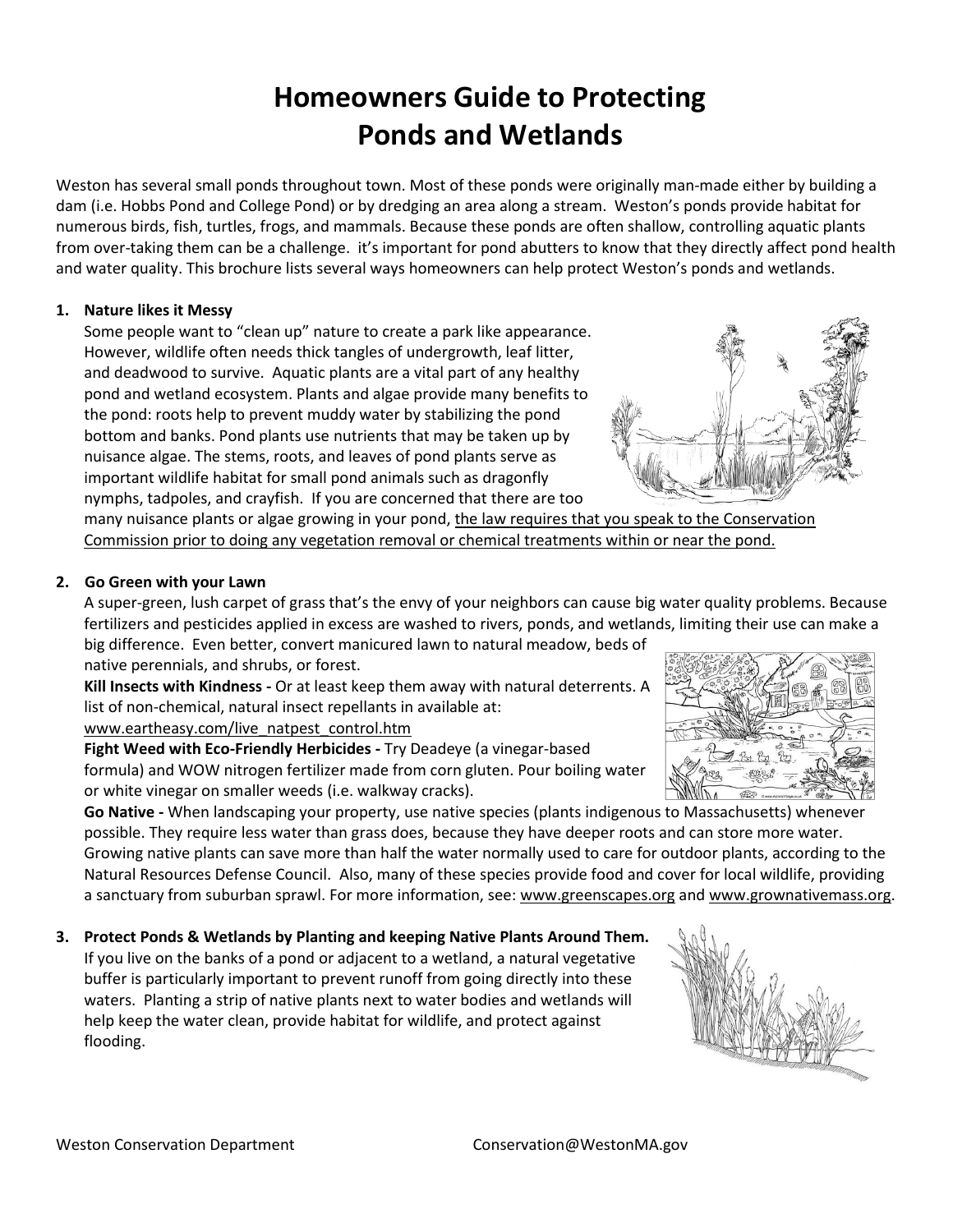# Homeowners Guide to Protecting Ponds and Wetlands

Weston has several small ponds throughout town. Most of these ponds were originally man-made either by building a dam (i.e. Hobbs Pond and College Pond) or by dredging an area along a stream. Weston's ponds provide habitat for numerous birds, fish, turtles, frogs, and mammals. Because these ponds are often shallow, controlling aquatic plants from over-taking them can be a challenge. it's important for pond abutters to know that they directly affect pond health and water quality. This brochure lists several ways homeowners can help protect Weston's ponds and wetlands.

1. **Nature likes it Messy**

   Some people want to "clean up" nature to create a park like appearance. However, wildlife often needs thick tangles of undergrowth, leaf litter, and deadwood to survive. Aquatic plants are a vital part of any healthy pond and wetland ecosystem. Plants and algae provide many benefits to the pond: roots help to prevent muddy water by stabilizing the pond bottom and banks. Pond plants use nutrients that may be taken up by nuisance algae. The stems, roots, and leaves of pond plants serve as important wildlife habitat for small pond animals such as dragonfly nymphs, tadpoles, and crayfish. If you are concerned that there are too many nuisance plants or algae growing in your pond, <u>the law requires that you speak to the Conservation Commission prior to doing any vegetation removal or chemical treatments within or near the pond.</u>

2. **Go Green with your Lawn**

   A super-green, lush carpet of grass that's the envy of your neighbors can cause big water quality problems. Because fertilizers and pesticides applied in excess are washed to rivers, ponds, and wetlands, limiting their use can make a big difference. Even better, convert manicured lawn to natural meadow, beds of native perennials, and shrubs, or forest.

   **Kill Insects with Kindness -** Or at least keep them away with natural deterrents. A list of non-chemical, natural insect repellants in available at: www.eartheasy.com/live_natpest_control.htm

   **Fight Weed with Eco-Friendly Herbicides -** Try Deadeye (a vinegar-based formula) and WOW nitrogen fertilizer made from corn gluten. Pour boiling water or white vinegar on smaller weeds (i.e. walkway cracks).

   **Go Native -** When landscaping your property, use native species (plants indigenous to Massachusetts) whenever possible. They require less water than grass does, because they have deeper roots and can store more water. Growing native plants can save more than half the water normally used to care for outdoor plants, according to the Natural Resources Defense Council. Also, many of these species provide food and cover for local wildlife, providing a sanctuary from suburban sprawl. For more information, see: www.greenscapes.org and www.grownativemass.org.

3. **Protect Ponds & Wetlands by Planting and keeping Native Plants Around Them.**

   If you live on the banks of a pond or adjacent to a wetland, a natural vegetative buffer is particularly important to prevent runoff from going directly into these waters. Planting a strip of native plants next to water bodies and wetlands will help keep the water clean, provide habitat for wildlife, and protect against flooding.

Weston Conservation Department Conservation@WestonMA.gov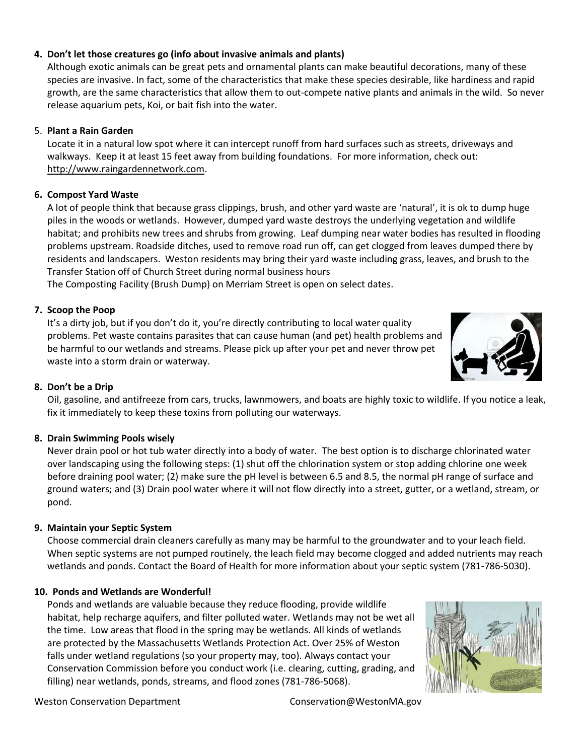**4. Don't let those creatures go (info about invasive animals and plants)**

Although exotic animals can be great pets and ornamental plants can make beautiful decorations, many of these species are invasive. In fact, some of the characteristics that make these species desirable, like hardiness and rapid growth, are the same characteristics that allow them to out-compete native plants and animals in the wild. So never release aquarium pets, Koi, or bait fish into the water.

5. **Plant a Rain Garden**

Locate it in a natural low spot where it can intercept runoff from hard surfaces such as streets, driveways and walkways. Keep it at least 15 feet away from building foundations. For more information, check out: http://www.raingardennetwork.com.

**6. Compost Yard Waste**

A lot of people think that because grass clippings, brush, and other yard waste are 'natural', it is ok to dump huge piles in the woods or wetlands. However, dumped yard waste destroys the underlying vegetation and wildlife habitat; and prohibits new trees and shrubs from growing. Leaf dumping near water bodies has resulted in flooding problems upstream. Roadside ditches, used to remove road run off, can get clogged from leaves dumped there by residents and landscapers. Weston residents may bring their yard waste including grass, leaves, and brush to the Transfer Station off of Church Street during normal business hours

The Composting Facility (Brush Dump) on Merriam Street is open on select dates.

**7. Scoop the Poop**

It's a dirty job, but if you don't do it, you're directly contributing to local water quality problems. Pet waste contains parasites that can cause human (and pet) health problems and be harmful to our wetlands and streams. Please pick up after your pet and never throw pet waste into a storm drain or waterway.

**8. Don't be a Drip**

Oil, gasoline, and antifreeze from cars, trucks, lawnmowers, and boats are highly toxic to wildlife. If you notice a leak, fix it immediately to keep these toxins from polluting our waterways.

**8. Drain Swimming Pools wisely**

Never drain pool or hot tub water directly into a body of water. The best option is to discharge chlorinated water over landscaping using the following steps: (1) shut off the chlorination system or stop adding chlorine one week before draining pool water; (2) make sure the pH level is between 6.5 and 8.5, the normal pH range of surface and ground waters; and (3) Drain pool water where it will not flow directly into a street, gutter, or a wetland, stream, or pond.

**9. Maintain your Septic System**

Choose commercial drain cleaners carefully as many may be harmful to the groundwater and to your leach field. When septic systems are not pumped routinely, the leach field may become clogged and added nutrients may reach wetlands and ponds. Contact the Board of Health for more information about your septic system (781-786-5030).

**10. Ponds and Wetlands are Wonderful!**

Ponds and wetlands are valuable because they reduce flooding, provide wildlife habitat, help recharge aquifers, and filter polluted water. Wetlands may not be wet all the time. Low areas that flood in the spring may be wetlands. All kinds of wetlands are protected by the Massachusetts Wetlands Protection Act. Over 25% of Weston falls under wetland regulations (so your property may, too). Always contact your Conservation Commission before you conduct work (i.e. clearing, cutting, grading, and filling) near wetlands, ponds, streams, and flood zones (781-786-5068).

Weston Conservation Department Conservation@WestonMA.gov